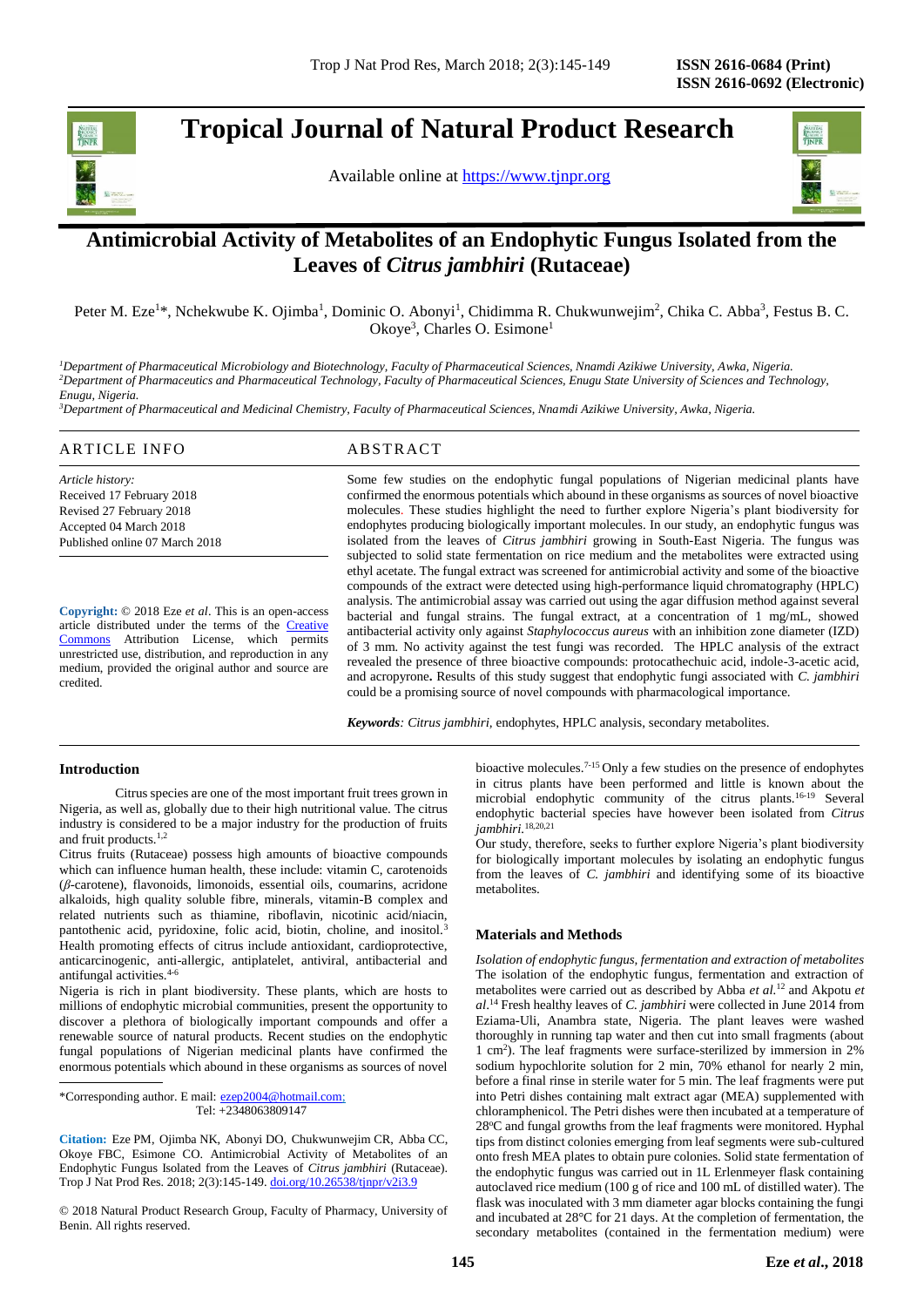# Tropical Journal of Natural Product Research

Available online at https://www.tjnpr.org

## Antimicrobial Activity of Metabolites of an Endophytic Fungus Isolated from the Leaves of *Citrus jambhiri* (Rutaceae)

Peter M. Eze[1]*, Nchekwube K. Ojimba[1], Dominic O. Abonyi[1], Chidimma R. Chukwunwejim[2], Chika C. Abba[3], Festus B. C. Okoye[3], Charles O. Esimone[1]

[1]*Department of Pharmaceutical Microbiology and Biotechnology, Faculty of Pharmaceutical Sciences, Nnamdi Azikiwe University, Awka, Nigeria.*
[2]*Department of Pharmaceutics and Pharmaceutical Technology, Faculty of Pharmaceutical Sciences, Enugu State University of Sciences and Technology, Enugu, Nigeria.*
[3]*Department of Pharmaceutical and Medicinal Chemistry, Faculty of Pharmaceutical Sciences, Nnamdi Azikiwe University, Awka, Nigeria.*

### ARTICLE INFO

*Article history:*
Received 17 February 2018
Revised 27 February 2018
Accepted 04 March 2018
Published online 07 March 2018

**Copyright:** © 2018 Eze *et al*. This is an open-access article distributed under the terms of the Creative Commons Attribution License, which permits unrestricted use, distribution, and reproduction in any medium, provided the original author and source are credited.

### ABSTRACT

Some few studies on the endophytic fungal populations of Nigerian medicinal plants have confirmed the enormous potentials which abound in these organisms as sources of novel bioactive molecules. These studies highlight the need to further explore Nigeria's plant biodiversity for endophytes producing biologically important molecules. In our study, an endophytic fungus was isolated from the leaves of *Citrus jambhiri* growing in South-East Nigeria. The fungus was subjected to solid state fermentation on rice medium and the metabolites were extracted using ethyl acetate. The fungal extract was screened for antimicrobial activity and some of the bioactive compounds of the extract were detected using high-performance liquid chromatography (HPLC) analysis. The antimicrobial assay was carried out using the agar diffusion method against several bacterial and fungal strains. The fungal extract, at a concentration of 1 mg/mL, showed antibacterial activity only against *Staphylococcus aureus* with an inhibition zone diameter (IZD) of 3 mm. No activity against the test fungi was recorded. The HPLC analysis of the extract revealed the presence of three bioactive compounds: protocathechuic acid, indole-3-acetic acid, and acropyrone**.** Results of this study suggest that endophytic fungi associated with *C. jambhiri* could be a promising source of novel compounds with pharmacological importance.

***Keywords****: Citrus jambhiri,* endophytes, HPLC analysis, secondary metabolites.

## Introduction

Citrus species are one of the most important fruit trees grown in Nigeria, as well as, globally due to their high nutritional value. The citrus industry is considered to be a major industry for the production of fruits and fruit products.[1,2]

Citrus fruits (Rutaceae) possess high amounts of bioactive compounds which can influence human health, these include: vitamin C, carotenoids (*β*-carotene), flavonoids, limonoids, essential oils, coumarins, acridone alkaloids, high quality soluble fibre, minerals, vitamin-B complex and related nutrients such as thiamine, riboflavin, nicotinic acid/niacin, pantothenic acid, pyridoxine, folic acid, biotin, choline, and inositol.[3] Health promoting effects of citrus include antioxidant, cardioprotective, anticarcinogenic, anti-allergic, antiplatelet, antiviral, antibacterial and antifungal activities.[4-6]

Nigeria is rich in plant biodiversity. These plants, which are hosts to millions of endophytic microbial communities, present the opportunity to discover a plethora of biologically important compounds and offer a renewable source of natural products. Recent studies on the endophytic fungal populations of Nigerian medicinal plants have confirmed the enormous potentials which abound in these organisms as sources of novel bioactive molecules.[7-15] Only a few studies on the presence of endophytes in citrus plants have been performed and little is known about the microbial endophytic community of the citrus plants.[16-19] Several endophytic bacterial species have however been isolated from *Citrus jambhiri.*[18,20,21]

Our study, therefore, seeks to further explore Nigeria's plant biodiversity for biologically important molecules by isolating an endophytic fungus from the leaves of *C. jambhiri* and identifying some of its bioactive metabolites.

## Materials and Methods

*Isolation of endophytic fungus, fermentation and extraction of metabolites*

The isolation of the endophytic fungus, fermentation and extraction of metabolites were carried out as described by Abba *et al.*[12] and Akpotu *et al.*[14] Fresh healthy leaves of *C. jambhiri* were collected in June 2014 from Eziama-Uli, Anambra state, Nigeria. The plant leaves were washed thoroughly in running tap water and then cut into small fragments (about 1 cm$^2$). The leaf fragments were surface-sterilized by immersion in 2% sodium hypochlorite solution for 2 min, 70% ethanol for nearly 2 min, before a final rinse in sterile water for 5 min. The leaf fragments were put into Petri dishes containing malt extract agar (MEA) supplemented with chloramphenicol. The Petri dishes were then incubated at a temperature of 28°C and fungal growths from the leaf fragments were monitored. Hyphal tips from distinct colonies emerging from leaf segments were sub-cultured onto fresh MEA plates to obtain pure colonies. Solid state fermentation of the endophytic fungus was carried out in 1L Erlenmeyer flask containing autoclaved rice medium (100 g of rice and 100 mL of distilled water). The flask was inoculated with 3 mm diameter agar blocks containing the fungi and incubated at 28°C for 21 days. At the completion of fermentation, the secondary metabolites (contained in the fermentation medium) were

---

*Corresponding author. E mail: ezep2004@hotmail.com;
Tel: +2348063809147

**Citation:** Eze PM, Ojimba NK, Abonyi DO, Chukwunwejim CR, Abba CC, Okoye FBC, Esimone CO. Antimicrobial Activity of Metabolites of an Endophytic Fungus Isolated from the Leaves of *Citrus jambhiri* (Rutaceae). Trop J Nat Prod Res. 2018; 2(3):145-149. doi.org/10.26538/tjnpr/v2i3.9

© 2018 Natural Product Research Group, Faculty of Pharmacy, University of Benin. All rights reserved.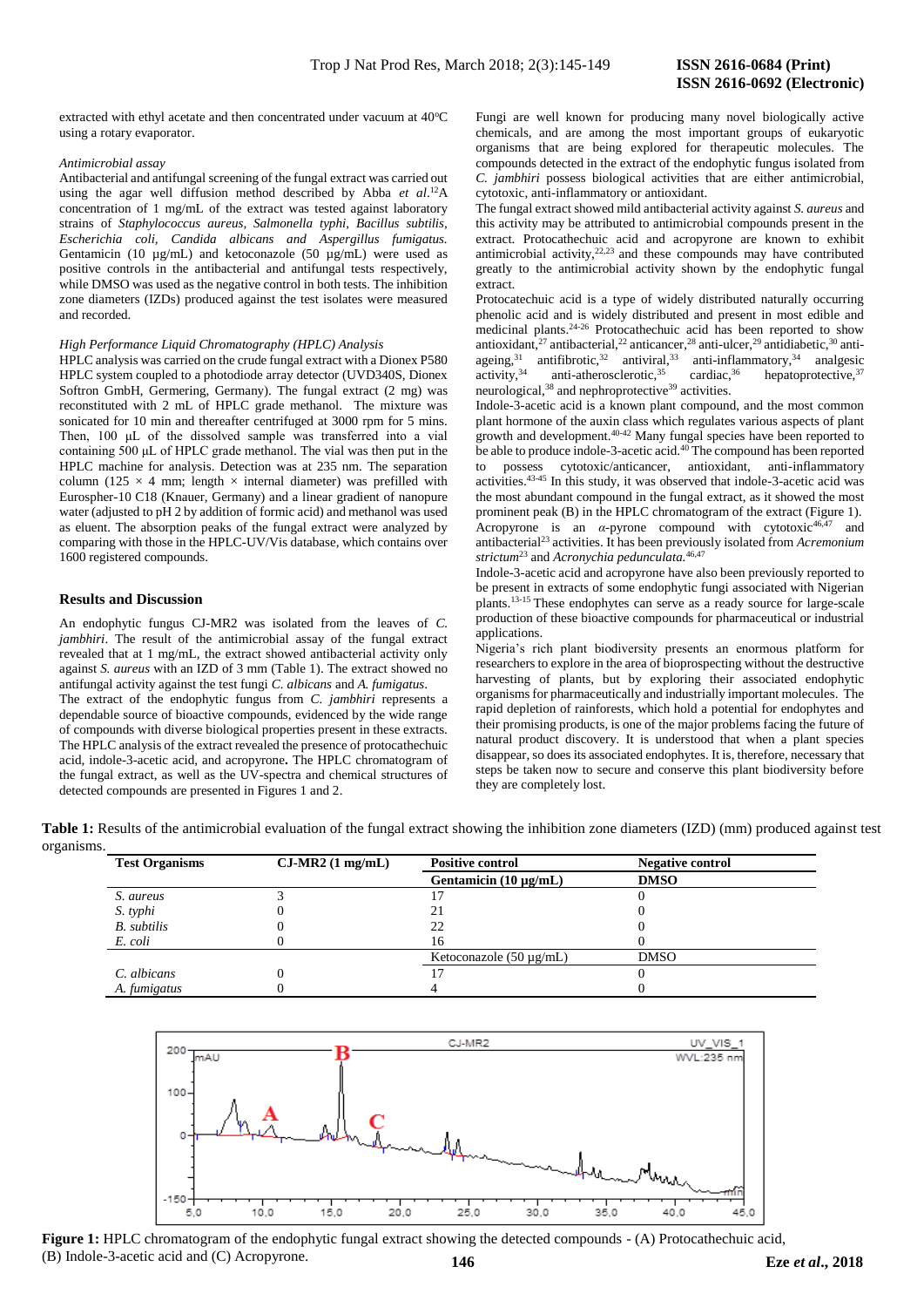extracted with ethyl acetate and then concentrated under vacuum at 40°C using a rotary evaporator.

*Antimicrobial assay*

Antibacterial and antifungal screening of the fungal extract was carried out using the agar well diffusion method described by Abba *et al*.[12] A concentration of 1 mg/mL of the extract was tested against laboratory strains of *Staphylococcus aureus*, *Salmonella typhi*, *Bacillus subtilis*, *Escherichia coli*, *Candida albicans and Aspergillus fumigatus*. Gentamicin (10 µg/mL) and ketoconazole (50 µg/mL) were used as positive controls in the antibacterial and antifungal tests respectively, while DMSO was used as the negative control in both tests. The inhibition zone diameters (IZDs) produced against the test isolates were measured and recorded.

*High Performance Liquid Chromatography (HPLC) Analysis*

HPLC analysis was carried on the crude fungal extract with a Dionex P580 HPLC system coupled to a photodiode array detector (UVD340S, Dionex Softron GmbH, Germering, Germany). The fungal extract (2 mg) was reconstituted with 2 mL of HPLC grade methanol. The mixture was sonicated for 10 min and thereafter centrifuged at 3000 rpm for 5 mins. Then, 100 µL of the dissolved sample was transferred into a vial containing 500 µL of HPLC grade methanol. The vial was then put in the HPLC machine for analysis. Detection was at 235 nm. The separation column (125 × 4 mm; length × internal diameter) was prefilled with Eurospher-10 C18 (Knauer, Germany) and a linear gradient of nanopure water (adjusted to pH 2 by addition of formic acid) and methanol was used as eluent. The absorption peaks of the fungal extract were analyzed by comparing with those in the HPLC-UV/Vis database, which contains over 1600 registered compounds.

## Results and Discussion

An endophytic fungus CJ-MR2 was isolated from the leaves of *C. jambhiri*. The result of the antimicrobial assay of the fungal extract revealed that at 1 mg/mL, the extract showed antibacterial activity only against *S. aureus* with an IZD of 3 mm (Table 1). The extract showed no antifungal activity against the test fungi *C. albicans* and *A. fumigatus*.

The extract of the endophytic fungus from *C. jambhiri* represents a dependable source of bioactive compounds, evidenced by the wide range of compounds with diverse biological properties present in these extracts. The HPLC analysis of the extract revealed the presence of protocathechuic acid, indole-3-acetic acid, and acropyrone. The HPLC chromatogram of the fungal extract, as well as the UV-spectra and chemical structures of detected compounds are presented in Figures 1 and 2.

Fungi are well known for producing many novel biologically active chemicals, and are among the most important groups of eukaryotic organisms that are being explored for therapeutic molecules. The compounds detected in the extract of the endophytic fungus isolated from *C. jambhiri* possess biological activities that are either antimicrobial, cytotoxic, anti-inflammatory or antioxidant.

The fungal extract showed mild antibacterial activity against *S. aureus* and this activity may be attributed to antimicrobial compounds present in the extract. Protocathechuic acid and acropyrone are known to exhibit antimicrobial activity,[22,23] and these compounds may have contributed greatly to the antimicrobial activity shown by the endophytic fungal extract.

Protocatechuic acid is a type of widely distributed naturally occurring phenolic acid and is widely distributed and present in most edible and medicinal plants.[24-26] Protocathechuic acid has been reported to show antioxidant,[27] antibacterial,[22] anticancer,[28] anti-ulcer,[29] antidiabetic,[30] anti-ageing,[31] antifibrotic,[32] antiviral,[33] anti-inflammatory,[34] analgesic activity,[34] anti-atherosclerotic,[35] cardiac,[36] hepatoprotective,[37] neurological,[38] and nephroprotective[39] activities.

Indole-3-acetic acid is a known plant compound, and the most common plant hormone of the auxin class which regulates various aspects of plant growth and development.[40-42] Many fungal species have been reported to be able to produce indole-3-acetic acid.[40] The compound has been reported to possess cytotoxic/anticancer, antioxidant, anti-inflammatory activities.[43-45] In this study, it was observed that indole-3-acetic acid was the most abundant compound in the fungal extract, as it showed the most prominent peak (B) in the HPLC chromatogram of the extract (Figure 1).

Acropyrone is an $\alpha$-pyrone compound with cytotoxic[46,47] and antibacterial[23] activities. It has been previously isolated from *Acremonium strictum*[23] and *Acronychia pedunculata*.[46,47]

Indole-3-acetic acid and acropyrone have also been previously reported to be present in extracts of some endophytic fungi associated with Nigerian plants.[13-15] These endophytes can serve as a ready source for large-scale production of these bioactive compounds for pharmaceutical or industrial applications.

Nigeria's rich plant biodiversity presents an enormous platform for researchers to explore in the area of bioprospecting without the destructive harvesting of plants, but by exploring their associated endophytic organisms for pharmaceutically and industrially important molecules. The rapid depletion of rainforests, which hold a potential for endophytes and their promising products, is one of the major problems facing the future of natural product discovery. It is understood that when a plant species disappear, so does its associated endophytes. It is, therefore, necessary that steps be taken now to secure and conserve this plant biodiversity before they are completely lost.

**Table 1:** Results of the antimicrobial evaluation of the fungal extract showing the inhibition zone diameters (IZD) (mm) produced against test organisms.

| Test Organisms | CJ-MR2 (1 mg/mL) | Positive control | Negative control |
|---|---|---|---|
| | | **Gentamicin (10 µg/mL)** | **DMSO** |
| *S. aureus* | 3 | 17 | 0 |
| *S. typhi* | 0 | 21 | 0 |
| *B. subtilis* | 0 | 22 | 0 |
| *E. coli* | 0 | 16 | 0 |
| | | Ketoconazole (50 µg/mL) | DMSO |
| *C. albicans* | 0 | 17 | 0 |
| *A. fumigatus* | 0 | 4 | 0 |

**Figure 1:** HPLC chromatogram of the endophytic fungal extract showing the detected compounds - (A) Protocathechuic acid, (B) Indole-3-acetic acid and (C) Acropyrone.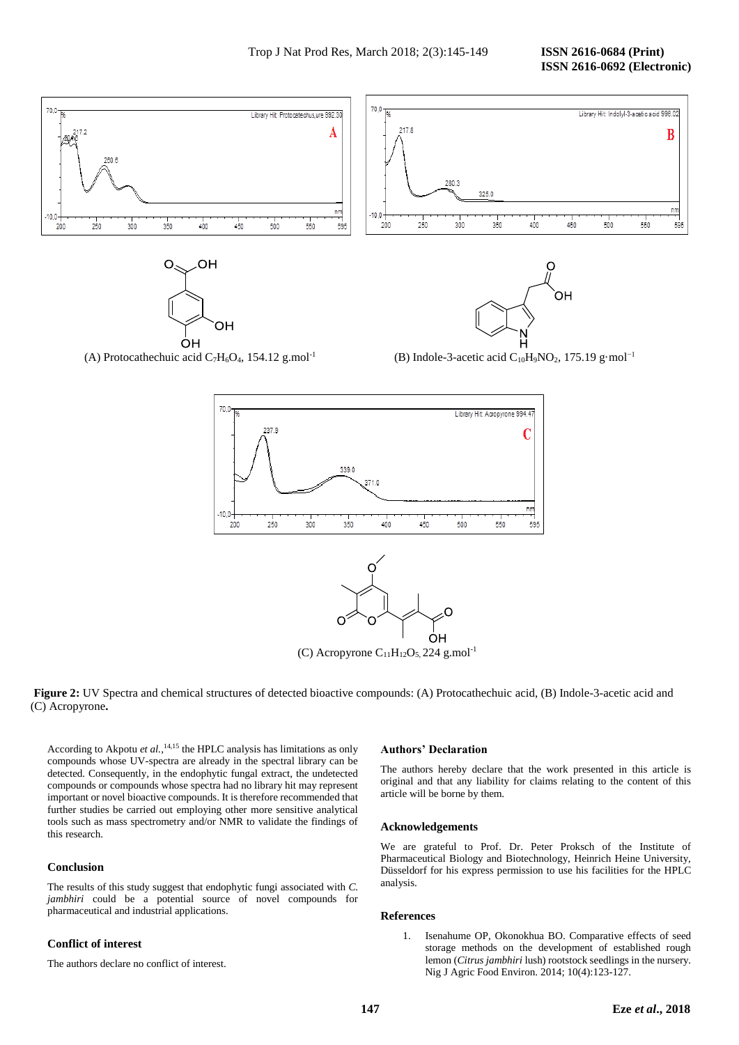(A) Protocathechuic acid $C_7H_6O_4$, 154.12 g.mol$^{-1}$

(B) Indole-3-acetic acid $C_{10}H_9NO_2$, 175.19 g·mol$^{-1}$

(C) Acropyrone $C_{11}H_{12}O_5$, 224 g.mol$^{-1}$

**Figure 2:** UV Spectra and chemical structures of detected bioactive compounds: (A) Protocathechuic acid, (B) Indole-3-acetic acid and (C) Acropyrone**.**

According to Akpotu *et al.*,[14,15] the HPLC analysis has limitations as only compounds whose UV-spectra are already in the spectral library can be detected. Consequently, in the endophytic fungal extract, the undetected compounds or compounds whose spectra had no library hit may represent important or novel bioactive compounds. It is therefore recommended that further studies be carried out employing other more sensitive analytical tools such as mass spectrometry and/or NMR to validate the findings of this research.

## Conclusion

The results of this study suggest that endophytic fungi associated with *C. jambhiri* could be a potential source of novel compounds for pharmaceutical and industrial applications.

## Conflict of interest

The authors declare no conflict of interest.

## Authors' Declaration

The authors hereby declare that the work presented in this article is original and that any liability for claims relating to the content of this article will be borne by them.

## Acknowledgements

We are grateful to Prof. Dr. Peter Proksch of the Institute of Pharmaceutical Biology and Biotechnology, Heinrich Heine University, Düsseldorf for his express permission to use his facilities for the HPLC analysis.

## References

1. Isenahume OP, Okonokhua BO. Comparative effects of seed storage methods on the development of established rough lemon (*Citrus jambhiri* lush) rootstock seedlings in the nursery. Nig J Agric Food Environ. 2014; 10(4):123-127.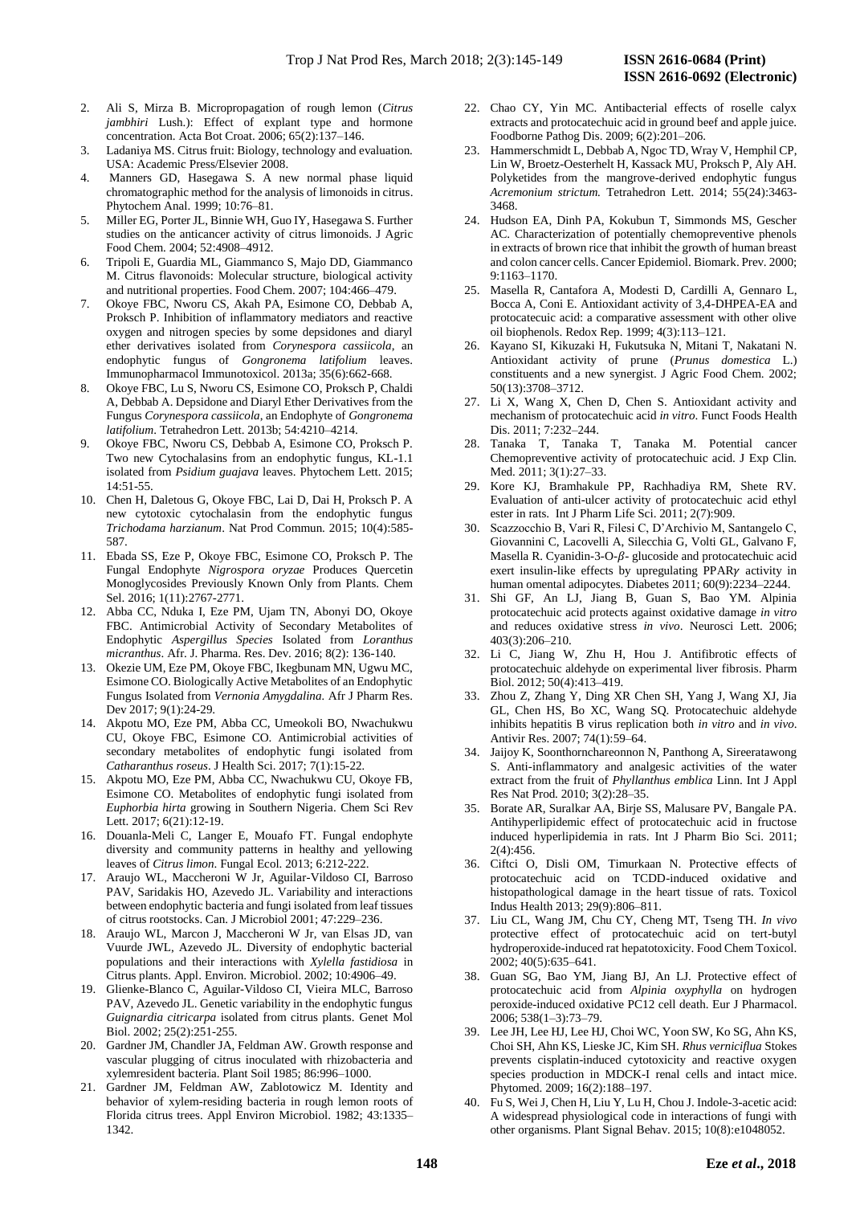2. Ali S, Mirza B. Micropropagation of rough lemon (*Citrus jambhiri* Lush.): Effect of explant type and hormone concentration. Acta Bot Croat. 2006; 65(2):137–146.
3. Ladaniya MS. Citrus fruit: Biology, technology and evaluation. USA: Academic Press/Elsevier 2008.
4. Manners GD, Hasegawa S. A new normal phase liquid chromatographic method for the analysis of limonoids in citrus. Phytochem Anal. 1999; 10:76–81.
5. Miller EG, Porter JL, Binnie WH, Guo IY, Hasegawa S. Further studies on the anticancer activity of citrus limonoids. J Agric Food Chem. 2004; 52:4908–4912.
6. Tripoli E, Guardia ML, Giammanco S, Majo DD, Giammanco M. Citrus flavonoids: Molecular structure, biological activity and nutritional properties. Food Chem. 2007; 104:466–479.
7. Okoye FBC, Nworu CS, Akah PA, Esimone CO, Debbab A, Proksch P. Inhibition of inflammatory mediators and reactive oxygen and nitrogen species by some depsidones and diaryl ether derivatives isolated from *Corynespora cassiicola*, an endophytic fungus of *Gongronema latifolium* leaves. Immunopharmacol Immunotoxicol. 2013a; 35(6):662-668.
8. Okoye FBC, Lu S, Nworu CS, Esimone CO, Proksch P, Chaldi A, Debbab A. Depsidone and Diaryl Ether Derivatives from the Fungus *Corynespora cassiicola*, an Endophyte of *Gongronema latifolium*. Tetrahedron Lett. 2013b; 54:4210–4214.
9. Okoye FBC, Nworu CS, Debbab A, Esimone CO, Proksch P. Two new Cytochalasins from an endophytic fungus, KL-1.1 isolated from *Psidium guajava* leaves. Phytochem Lett. 2015; 14:51-55.
10. Chen H, Daletous G, Okoye FBC, Lai D, Dai H, Proksch P. A new cytotoxic cytochalasin from the endophytic fungus *Trichodama harzianum*. Nat Prod Commun. 2015; 10(4):585-587.
11. Ebada SS, Eze P, Okoye FBC, Esimone CO, Proksch P. The Fungal Endophyte *Nigrospora oryzae* Produces Quercetin Monoglycosides Previously Known Only from Plants. Chem Sel. 2016; 1(11):2767-2771.
12. Abba CC, Nduka I, Eze PM, Ujam TN, Abonyi DO, Okoye FBC. Antimicrobial Activity of Secondary Metabolites of Endophytic *Aspergillus Species* Isolated from *Loranthus micranthus*. Afr. J. Pharma. Res. Dev. 2016; 8(2): 136-140.
13. Okezie UM, Eze PM, Okoye FBC, Ikegbunam MN, Ugwu MC, Esimone CO. Biologically Active Metabolites of an Endophytic Fungus Isolated from *Vernonia Amygdalina.* Afr J Pharm Res. Dev 2017; 9(1):24-29.
14. Akpotu MO, Eze PM, Abba CC, Umeokoli BO, Nwachukwu CU, Okoye FBC, Esimone CO. Antimicrobial activities of secondary metabolites of endophytic fungi isolated from *Catharanthus roseus*. J Health Sci. 2017; 7(1):15-22.
15. Akpotu MO, Eze PM, Abba CC, Nwachukwu CU, Okoye FB, Esimone CO. Metabolites of endophytic fungi isolated from *Euphorbia hirta* growing in Southern Nigeria. Chem Sci Rev Lett. 2017; 6(21):12-19.
16. Douanla-Meli C, Langer E, Mouafo FT. Fungal endophyte diversity and community patterns in healthy and yellowing leaves of *Citrus limon*. Fungal Ecol. 2013; 6:212-222.
17. Araujo WL, Maccheroni W Jr, Aguilar-Vildoso CI, Barroso PAV, Saridakis HO, Azevedo JL. Variability and interactions between endophytic bacteria and fungi isolated from leaf tissues of citrus rootstocks. Can. J Microbiol 2001; 47:229–236.
18. Araujo WL, Marcon J, Maccheroni W Jr, van Elsas JD, van Vuurde JWL, Azevedo JL. Diversity of endophytic bacterial populations and their interactions with *Xylella fastidiosa* in Citrus plants. Appl. Environ. Microbiol. 2002; 10:4906–49.
19. Glienke-Blanco C, Aguilar-Vildoso CI, Vieira MLC, Barroso PAV, Azevedo JL. Genetic variability in the endophytic fungus *Guignardia citricarpa* isolated from citrus plants. Genet Mol Biol. 2002; 25(2):251-255.
20. Gardner JM, Chandler JA, Feldman AW. Growth response and vascular plugging of citrus inoculated with rhizobacteria and xylemresident bacteria. Plant Soil 1985; 86:996–1000.
21. Gardner JM, Feldman AW, Zablotowicz M. Identity and behavior of xylem-residing bacteria in rough lemon roots of Florida citrus trees. Appl Environ Microbiol. 1982; 43:1335–1342.
22. Chao CY, Yin MC. Antibacterial effects of roselle calyx extracts and protocatechuic acid in ground beef and apple juice. Foodborne Pathog Dis. 2009; 6(2):201–206.
23. Hammerschmidt L, Debbab A, Ngoc TD, Wray V, Hemphil CP, Lin W, Broetz-Oesterhelt H, Kassack MU, Proksch P, Aly AH. Polyketides from the mangrove-derived endophytic fungus *Acremonium strictum.* Tetrahedron Lett. 2014; 55(24):3463-3468.
24. Hudson EA, Dinh PA, Kokubun T, Simmonds MS, Gescher AC. Characterization of potentially chemopreventive phenols in extracts of brown rice that inhibit the growth of human breast and colon cancer cells. Cancer Epidemiol. Biomark. Prev. 2000; 9:1163–1170.
25. Masella R, Cantafora A, Modesti D, Cardilli A, Gennaro L, Bocca A, Coni E. Antioxidant activity of 3,4-DHPEA-EA and protocatecuic acid: a comparative assessment with other olive oil biophenols. Redox Rep. 1999; 4(3):113–121.
26. Kayano SI, Kikuzaki H, Fukutsuka N, Mitani T, Nakatani N. Antioxidant activity of prune (*Prunus domestica* L.) constituents and a new synergist. J Agric Food Chem. 2002; 50(13):3708–3712.
27. Li X, Wang X, Chen D, Chen S. Antioxidant activity and mechanism of protocatechuic acid *in vitro*. Funct Foods Health Dis. 2011; 7:232–244.
28. Tanaka T, Tanaka T, Tanaka M. Potential cancer Chemopreventive activity of protocatechuic acid. J Exp Clin. Med. 2011; 3(1):27–33.
29. Kore KJ, Bramhakule PP, Rachhadiya RM, Shete RV. Evaluation of anti-ulcer activity of protocatechuic acid ethyl ester in rats. Int J Pharm Life Sci. 2011; 2(7):909.
30. Scazzocchio B, Vari R, Filesi C, D'Archivio M, Santangelo C, Giovannini C, Lacovelli A, Silecchia G, Volti GL, Galvano F, Masella R. Cyanidin-3-O-$\beta$- glucoside and protocatechuic acid exert insulin-like effects by upregulating PPAR$\gamma$ activity in human omental adipocytes. Diabetes 2011; 60(9):2234–2244.
31. Shi GF, An LJ, Jiang B, Guan S, Bao YM. Alpinia protocatechuic acid protects against oxidative damage *in vitro* and reduces oxidative stress *in vivo*. Neurosci Lett. 2006; 403(3):206–210.
32. Li C, Jiang W, Zhu H, Hou J. Antifibrotic effects of protocatechuic aldehyde on experimental liver fibrosis. Pharm Biol. 2012; 50(4):413–419.
33. Zhou Z, Zhang Y, Ding XR Chen SH, Yang J, Wang XJ, Jia GL, Chen HS, Bo XC, Wang SQ. Protocatechuic aldehyde inhibits hepatitis B virus replication both *in vitro* and *in vivo*. Antivir Res. 2007; 74(1):59–64.
34. Jaijoy K, Soonthornchareonnon N, Panthong A, Sireeratawong S. Anti-inflammatory and analgesic activities of the water extract from the fruit of *Phyllanthus emblica* Linn. Int J Appl Res Nat Prod. 2010; 3(2):28–35.
35. Borate AR, Suralkar AA, Birje SS, Malusare PV, Bangale PA. Antihyperlipidemic effect of protocatechuic acid in fructose induced hyperlipidemia in rats. Int J Pharm Bio Sci. 2011; 2(4):456.
36. Ciftci O, Disli OM, Timurkaan N. Protective effects of protocatechuic acid on TCDD-induced oxidative and histopathological damage in the heart tissue of rats. Toxicol Indus Health 2013; 29(9):806–811.
37. Liu CL, Wang JM, Chu CY, Cheng MT, Tseng TH. *In vivo* protective effect of protocatechuic acid on tert-butyl hydroperoxide-induced rat hepatotoxicity. Food Chem Toxicol. 2002; 40(5):635–641.
38. Guan SG, Bao YM, Jiang BJ, An LJ. Protective effect of protocatechuic acid from *Alpinia oxyphylla* on hydrogen peroxide-induced oxidative PC12 cell death. Eur J Pharmacol. 2006; 538(1–3):73–79.
39. Lee JH, Lee HJ, Lee HJ, Choi WC, Yoon SW, Ko SG, Ahn KS, Choi SH, Ahn KS, Lieske JC, Kim SH. *Rhus verniciflua* Stokes prevents cisplatin-induced cytotoxicity and reactive oxygen species production in MDCK-I renal cells and intact mice. Phytomed. 2009; 16(2):188–197.
40. Fu S, Wei J, Chen H, Liu Y, Lu H, Chou J. Indole-3-acetic acid: A widespread physiological code in interactions of fungi with other organisms. Plant Signal Behav. 2015; 10(8):e1048052.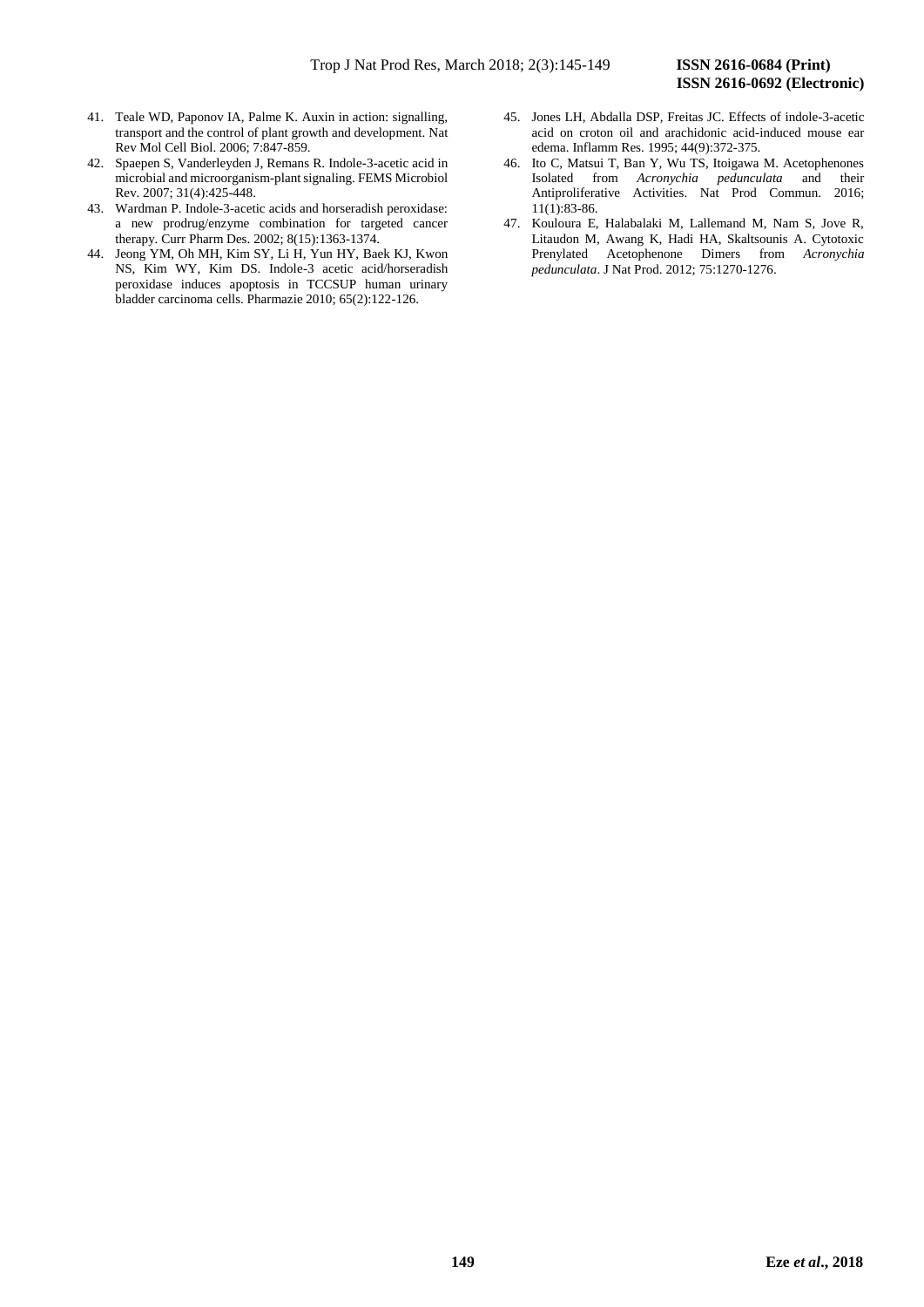41. Teale WD, Paponov IA, Palme K. Auxin in action: signalling, transport and the control of plant growth and development. Nat Rev Mol Cell Biol. 2006; 7:847-859.
42. Spaepen S, Vanderleyden J, Remans R. Indole-3-acetic acid in microbial and microorganism-plant signaling. FEMS Microbiol Rev. 2007; 31(4):425-448.
43. Wardman P. Indole-3-acetic acids and horseradish peroxidase: a new prodrug/enzyme combination for targeted cancer therapy. Curr Pharm Des. 2002; 8(15):1363-1374.
44. Jeong YM, Oh MH, Kim SY, Li H, Yun HY, Baek KJ, Kwon NS, Kim WY, Kim DS. Indole-3 acetic acid/horseradish peroxidase induces apoptosis in TCCSUP human urinary bladder carcinoma cells. Pharmazie 2010; 65(2):122-126.
45. Jones LH, Abdalla DSP, Freitas JC. Effects of indole-3-acetic acid on croton oil and arachidonic acid-induced mouse ear edema. Inflamm Res. 1995; 44(9):372-375.
46. Ito C, Matsui T, Ban Y, Wu TS, Itoigawa M. Acetophenones Isolated from *Acronychia pedunculata* and their Antiproliferative Activities. Nat Prod Commun. 2016; 11(1):83-86.
47. Kouloura E, Halabalaki M, Lallemand M, Nam S, Jove R, Litaudon M, Awang K, Hadi HA, Skaltsounis A. Cytotoxic Prenylated Acetophenone Dimers from *Acronychia pedunculata*. J Nat Prod. 2012; 75:1270-1276.